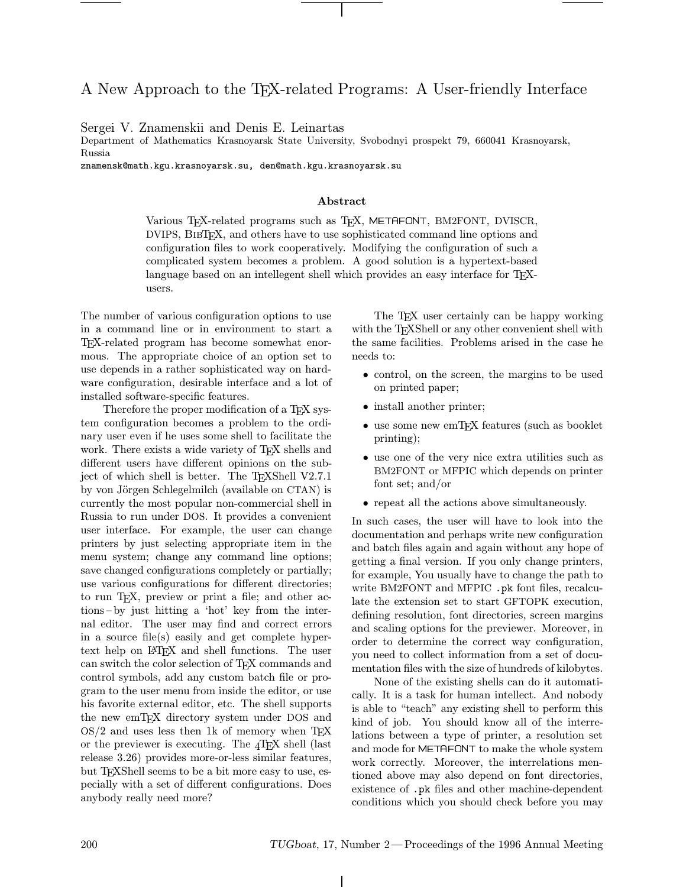# A New Approach to the TEX-related Programs: A User-friendly Interface

Sergei V. Znamenskii and Denis E. Leinartas
Department of Mathematics Krasnoyarsk State University, Svobodnyi prospekt 79, 660041 Krasnoyarsk, Russia
znamensk@math.kgu.krasnoyarsk.su, den@math.kgu.krasnoyarsk.su

### Abstract

Various TEX-related programs such as TEX, METAFONT, BM2FONT, DVISCR, DVIPS, BIBTEX, and others have to use sophisticated command line options and configuration files to work cooperatively. Modifying the configuration of such a complicated system becomes a problem. A good solution is a hypertext-based language based on an intellegent shell which provides an easy interface for TEX-users.

The number of various configuration options to use in a command line or in environment to start a TEX-related program has become somewhat enormous. The appropriate choice of an option set to use depends in a rather sophisticated way on hardware configuration, desirable interface and a lot of installed software-specific features.

Therefore the proper modification of a TEX system configuration becomes a problem to the ordinary user even if he uses some shell to facilitate the work. There exists a wide variety of TEX shells and different users have different opinions on the subject of which shell is better. The TEXShell V2.7.1 by von Jörgen Schlegelmilch (available on CTAN) is currently the most popular non-commercial shell in Russia to run under DOS. It provides a convenient user interface. For example, the user can change printers by just selecting appropriate item in the menu system; change any command line options; save changed configurations completely or partially; use various configurations for different directories; to run TEX, preview or print a file; and other actions – by just hitting a 'hot' key from the internal editor. The user may find and correct errors in a source file(s) easily and get complete hypertext help on LATEX and shell functions. The user can switch the color selection of TEX commands and control symbols, add any custom batch file or program to the user menu from inside the editor, or use his favorite external editor, etc. The shell supports the new emTEX directory system under DOS and OS/2 and uses less then 1k of memory when TEX or the previewer is executing. The 4TEX shell (last release 3.26) provides more-or-less similar features, but TEXShell seems to be a bit more easy to use, especially with a set of different configurations. Does anybody really need more?

The TEX user certainly can be happy working with the TEXShell or any other convenient shell with the same facilities. Problems arised in the case he needs to:

- control, on the screen, the margins to be used on printed paper;
- install another printer;
- use some new emTEX features (such as booklet printing);
- use one of the very nice extra utilities such as BM2FONT or MFPIC which depends on printer font set; and/or
- repeat all the actions above simultaneously.

In such cases, the user will have to look into the documentation and perhaps write new configuration and batch files again and again without any hope of getting a final version. If you only change printers, for example, You usually have to change the path to write BM2FONT and MFPIC .pk font files, recalculate the extension set to start GFTOPK execution, defining resolution, font directories, screen margins and scaling options for the previewer. Moreover, in order to determine the correct way configuration, you need to collect information from a set of documentation files with the size of hundreds of kilobytes.

None of the existing shells can do it automatically. It is a task for human intellect. And nobody is able to "teach" any existing shell to perform this kind of job. You should know all of the interrelations between a type of printer, a resolution set and mode for METAFONT to make the whole system work correctly. Moreover, the interrelations mentioned above may also depend on font directories, existence of .pk files and other machine-dependent conditions which you should check before you may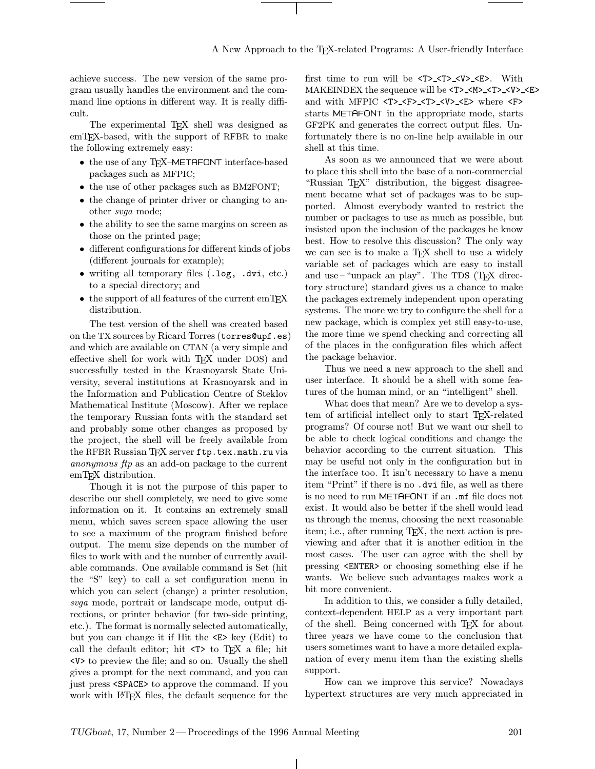achieve success. The new version of the same program usually handles the environment and the command line options in different way. It is really difficult.

The experimental TeX shell was designed as emTeX-based, with the support of RFBR to make the following extremely easy:

- the use of any TeX–METAFONT interface-based packages such as MFPIC;
- the use of other packages such as BM2FONT;
- the change of printer driver or changing to another *svga* mode;
- the ability to see the same margins on screen as those on the printed page;
- different configurations for different kinds of jobs (different journals for example);
- writing all temporary files (`.log, .dvi`, etc.) to a special directory; and
- the support of all features of the current emTeX distribution.

The test version of the shell was created based on the TX sources by Ricard Torres (`torres@upf.es`) and which are available on CTAN (a very simple and effective shell for work with TeX under DOS) and successfully tested in the Krasnoyarsk State University, several institutions at Krasnoyarsk and in the Information and Publication Centre of Steklov Mathematical Institute (Moscow). After we replace the temporary Russian fonts with the standard set and probably some other changes as proposed by the project, the shell will be freely available from the RFBR Russian TeX server `ftp.tex.math.ru` via *anonymous ftp* as an add-on package to the current emTeX distribution.

Though it is not the purpose of this paper to describe our shell completely, we need to give some information on it. It contains an extremely small menu, which saves screen space allowing the user to see a maximum of the program finished before output. The menu size depends on the number of files to work with and the number of currently available commands. One available command is Set (hit the "S" key) to call a set configuration menu in which you can select (change) a printer resolution, *svga* mode, portrait or landscape mode, output directions, or printer behavior (for two-side printing, etc.). The format is normally selected automatically, but you can change it if Hit the `<E>` key (Edit) to call the default editor; hit `<T>` to TeX a file; hit `<V>` to preview the file; and so on. Usually the shell gives a prompt for the next command, and you can just press `<SPACE>` to approve the command. If you work with LaTeX files, the default sequence for the first time to run will be `<T>_<T>_<V>_<E>`. With MAKEINDEX the sequence will be `<T>_<M>_<T>_<V>_<E>` and with MFPIC `<T>_<F>_<T>_<V>_<E>` where `<F>` starts METAFONT in the appropriate mode, starts GF2PK and generates the correct output files. Unfortunately there is no on-line help available in our shell at this time.

As soon as we announced that we were about to place this shell into the base of a non-commercial "Russian TeX" distribution, the biggest disagreement became what set of packages was to be supported. Almost everybody wanted to restrict the number or packages to use as much as possible, but insisted upon the inclusion of the packages he know best. How to resolve this discussion? The only way we can see is to make a TeX shell to use a widely variable set of packages which are easy to install and use – "unpack an play". The TDS (TeX directory structure) standard gives us a chance to make the packages extremely independent upon operating systems. The more we try to configure the shell for a new package, which is complex yet still easy-to-use, the more time we spend checking and correcting all of the places in the configuration files which affect the package behavior.

Thus we need a new approach to the shell and user interface. It should be a shell with some features of the human mind, or an "intelligent" shell.

What does that mean? Are we to develop a system of artificial intellect only to start TeX-related programs? Of course not! But we want our shell to be able to check logical conditions and change the behavior according to the current situation. This may be useful not only in the configuration but in the interface too. It isn't necessary to have a menu item "Print" if there is no `.dvi` file, as well as there is no need to run METAFONT if an `.mf` file does not exist. It would also be better if the shell would lead us through the menus, choosing the next reasonable item; i.e., after running TeX, the next action is previewing and after that it is another edition in the most cases. The user can agree with the shell by pressing `<ENTER>` or choosing something else if he wants. We believe such advantages makes work a bit more convenient.

In addition to this, we consider a fully detailed, context-dependent HELP as a very important part of the shell. Being concerned with TeX for about three years we have come to the conclusion that users sometimes want to have a more detailed explanation of every menu item than the existing shells support.

How can we improve this service? Nowadays hypertext structures are very much appreciated in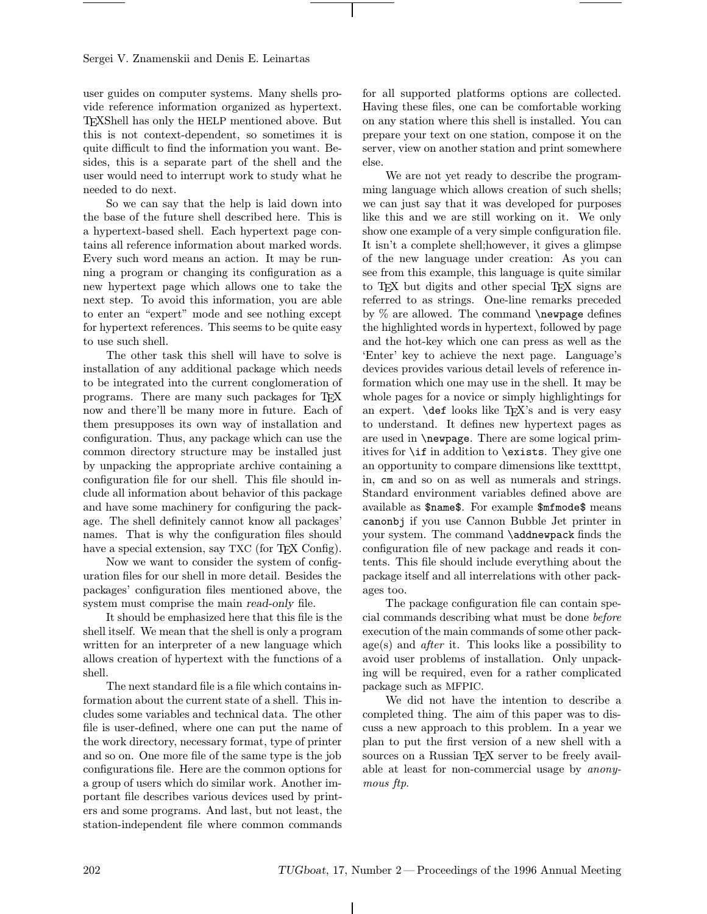user guides on computer systems. Many shells provide reference information organized as hypertext. TEXShell has only the HELP mentioned above. But this is not context-dependent, so sometimes it is quite difficult to find the information you want. Besides, this is a separate part of the shell and the user would need to interrupt work to study what he needed to do next.

So we can say that the help is laid down into the base of the future shell described here. This is a hypertext-based shell. Each hypertext page contains all reference information about marked words. Every such word means an action. It may be running a program or changing its configuration as a new hypertext page which allows one to take the next step. To avoid this information, you are able to enter an "expert" mode and see nothing except for hypertext references. This seems to be quite easy to use such shell.

The other task this shell will have to solve is installation of any additional package which needs to be integrated into the current conglomeration of programs. There are many such packages for TEX now and there'll be many more in future. Each of them presupposes its own way of installation and configuration. Thus, any package which can use the common directory structure may be installed just by unpacking the appropriate archive containing a configuration file for our shell. This file should include all information about behavior of this package and have some machinery for configuring the package. The shell definitely cannot know all packages' names. That is why the configuration files should have a special extension, say TXC (for TEX Config).

Now we want to consider the system of configuration files for our shell in more detail. Besides the packages' configuration files mentioned above, the system must comprise the main *read-only* file.

It should be emphasized here that this file is the shell itself. We mean that the shell is only a program written for an interpreter of a new language which allows creation of hypertext with the functions of a shell.

The next standard file is a file which contains information about the current state of a shell. This includes some variables and technical data. The other file is user-defined, where one can put the name of the work directory, necessary format, type of printer and so on. One more file of the same type is the job configurations file. Here are the common options for a group of users which do similar work. Another important file describes various devices used by printers and some programs. And last, but not least, the station-independent file where common commands for all supported platforms options are collected. Having these files, one can be comfortable working on any station where this shell is installed. You can prepare your text on one station, compose it on the server, view on another station and print somewhere else.

We are not yet ready to describe the programming language which allows creation of such shells; we can just say that it was developed for purposes like this and we are still working on it. We only show one example of a very simple configuration file. It isn't a complete shell;however, it gives a glimpse of the new language under creation: As you can see from this example, this language is quite similar to TEX but digits and other special TEX signs are referred to as strings. One-line remarks preceded by % are allowed. The command `\newpage` defines the highlighted words in hypertext, followed by page and the hot-key which one can press as well as the 'Enter' key to achieve the next page. Language's devices provides various detail levels of reference information which one may use in the shell. It may be whole pages for a novice or simply highlightings for an expert. `\def` looks like TEX's and is very easy to understand. It defines new hypertext pages as are used in `\newpage`. There are some logical primitives for `\if` in addition to `\exists`. They give one an opportunity to compare dimensions like texttttpt, in, `cm` and so on as well as numerals and strings. Standard environment variables defined above are available as `$name$`. For example `$mfmode$` means `canonbj` if you use Cannon Bubble Jet printer in your system. The command `\addnewpack` finds the configuration file of new package and reads it contents. This file should include everything about the package itself and all interrelations with other packages too.

The package configuration file can contain special commands describing what must be done *before* execution of the main commands of some other package(s) and *after* it. This looks like a possibility to avoid user problems of installation. Only unpacking will be required, even for a rather complicated package such as MFPIC.

We did not have the intention to describe a completed thing. The aim of this paper was to discuss a new approach to this problem. In a year we plan to put the first version of a new shell with a sources on a Russian TEX server to be freely available at least for non-commercial usage by *anonymous ftp*.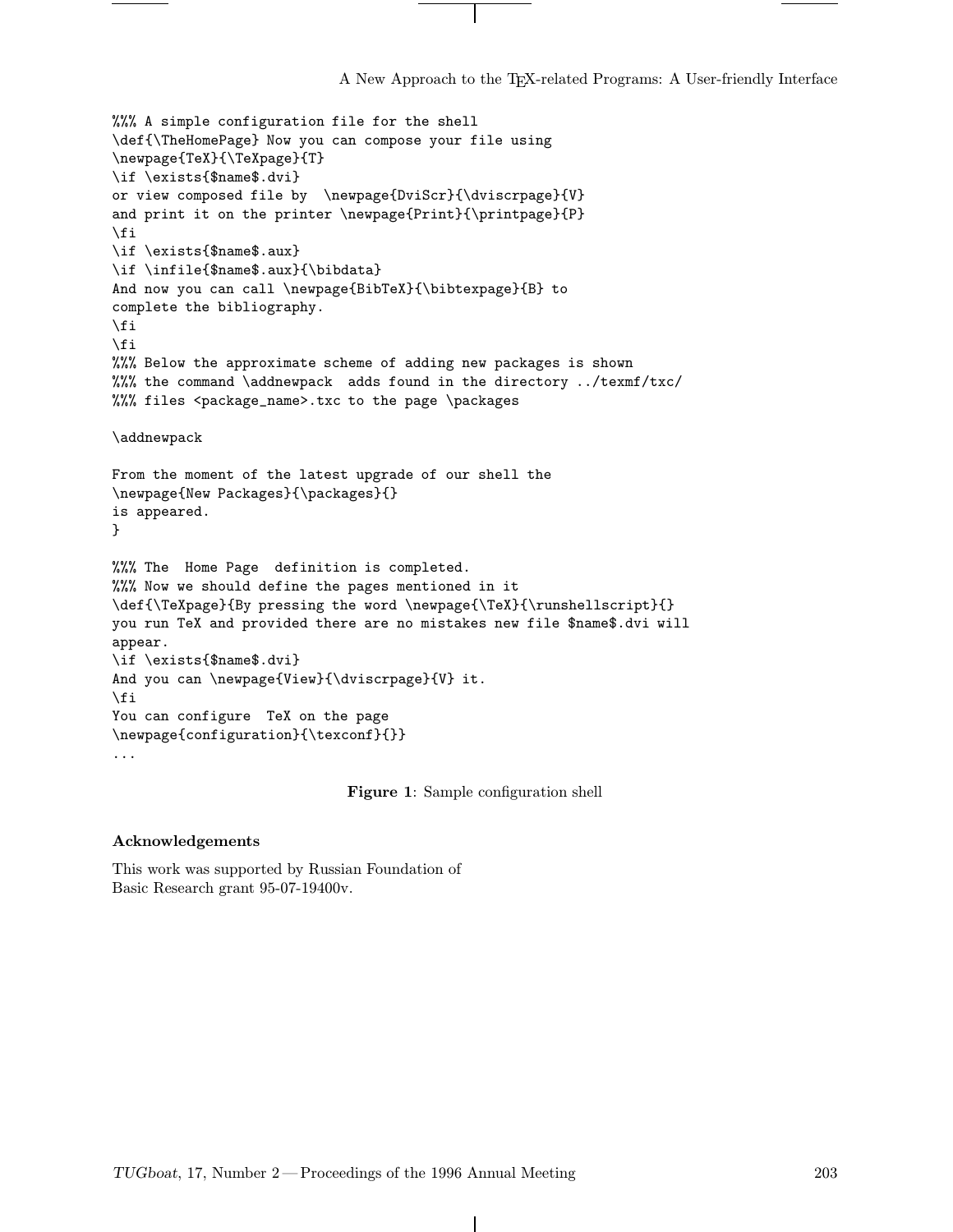```
%%% A simple configuration file for the shell
\def{\TheHomePage} Now you can compose your file using
\newpage{TeX}{\TeXpage}{T}
\if \exists{$name$.dvi}
or view composed file by  \newpage{DviScr}{\dviscrpage}{V}
and print it on the printer \newpage{Print}{\printpage}{P}
\fi
\if \exists{$name$.aux}
\if \infile{$name$.aux}{\bibdata}
And now you can call \newpage{BibTeX}{\bibtexpage}{B} to
complete the bibliography.
\fi
\fi
%%% Below the approximate scheme of adding new packages is shown
%%% the command \addnewpack  adds found in the directory ../texmf/txc/
%%% files <package_name>.txc to the page \packages

\addnewpack

From the moment of the latest upgrade of our shell the
\newpage{New Packages}{\packages}{}
is appeared.
}

%%% The  Home Page  definition is completed.
%%% Now we should define the pages mentioned in it
\def{\TeXpage}{By pressing the word \newpage{\TeX}{\runshellscript}{}
you run TeX and provided there are no mistakes new file $name$.dvi will
appear.
\if \exists{$name$.dvi}
And you can \newpage{View}{\dviscrpage}{V} it.
\fi
You can configure  TeX on the page
\newpage{configuration}{\texconf}{}}
...
```

**Figure 1**: Sample configuration shell

### Acknowledgements

This work was supported by Russian Foundation of Basic Research grant 95-07-19400v.